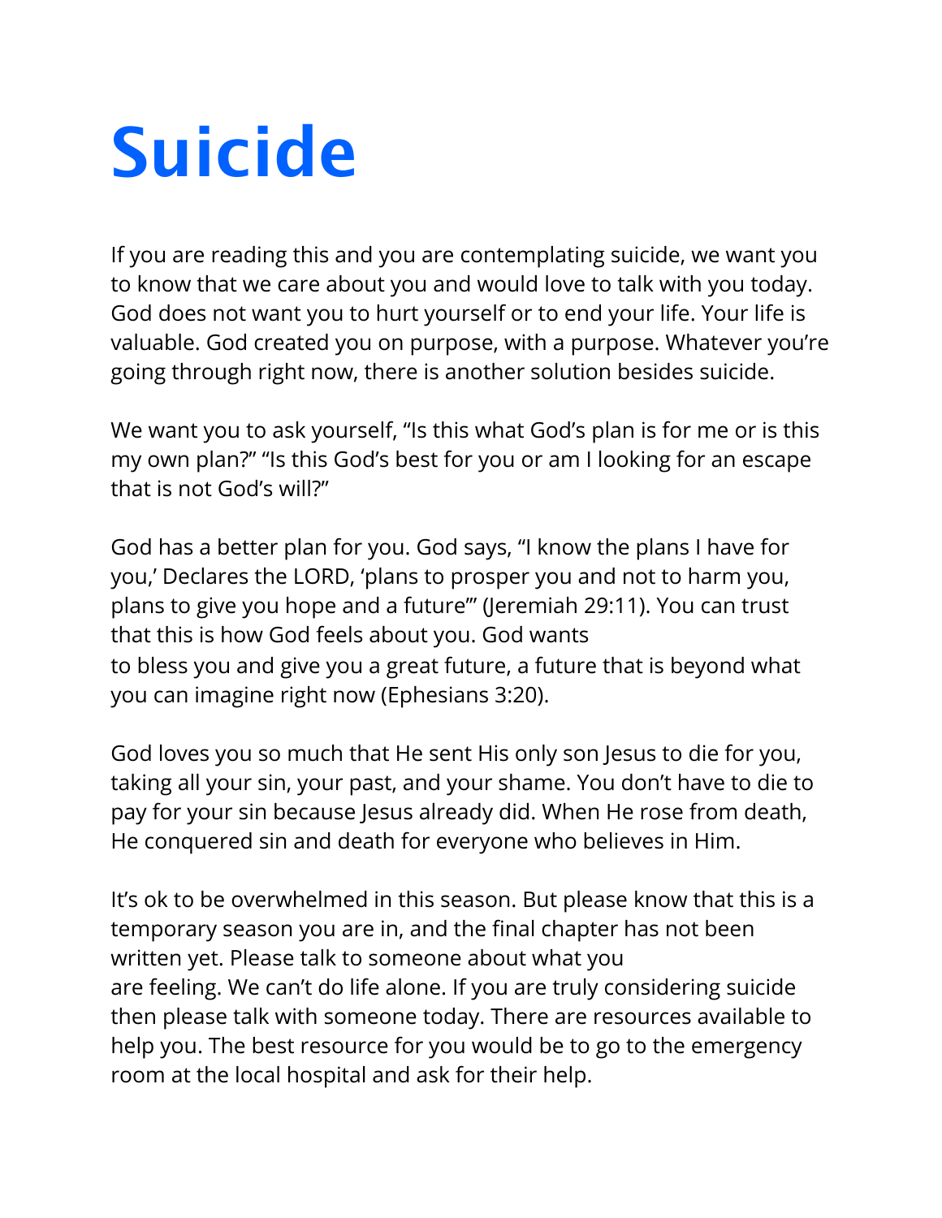# Suicide

If you are reading this and you are contemplating suicide, we want you to know that we care about you and would love to talk with you today. God does not want you to hurt yourself or to end your life. Your life is valuable. God created you on purpose, with a purpose. Whatever you're going through right now, there is another solution besides suicide.

We want you to ask yourself, "Is this what God's plan is for me or is this my own plan?" "Is this God's best for you or am I looking for an escape that is not God's will?"

God has a better plan for you. God says, "I know the plans I have for you,' Declares the LORD, 'plans to prosper you and not to harm you, plans to give you hope and a future'" (Jeremiah 29:11). You can trust that this is how God feels about you. God wants to bless you and give you a great future, a future that is beyond what you can imagine right now (Ephesians 3:20).

God loves you so much that He sent His only son Jesus to die for you, taking all your sin, your past, and your shame. You don't have to die to pay for your sin because Jesus already did. When He rose from death, He conquered sin and death for everyone who believes in Him.

It's ok to be overwhelmed in this season. But please know that this is a temporary season you are in, and the final chapter has not been written yet. Please talk to someone about what you are feeling. We can't do life alone. If you are truly considering suicide then please talk with someone today. There are resources available to help you. The best resource for you would be to go to the emergency room at the local hospital and ask for their help.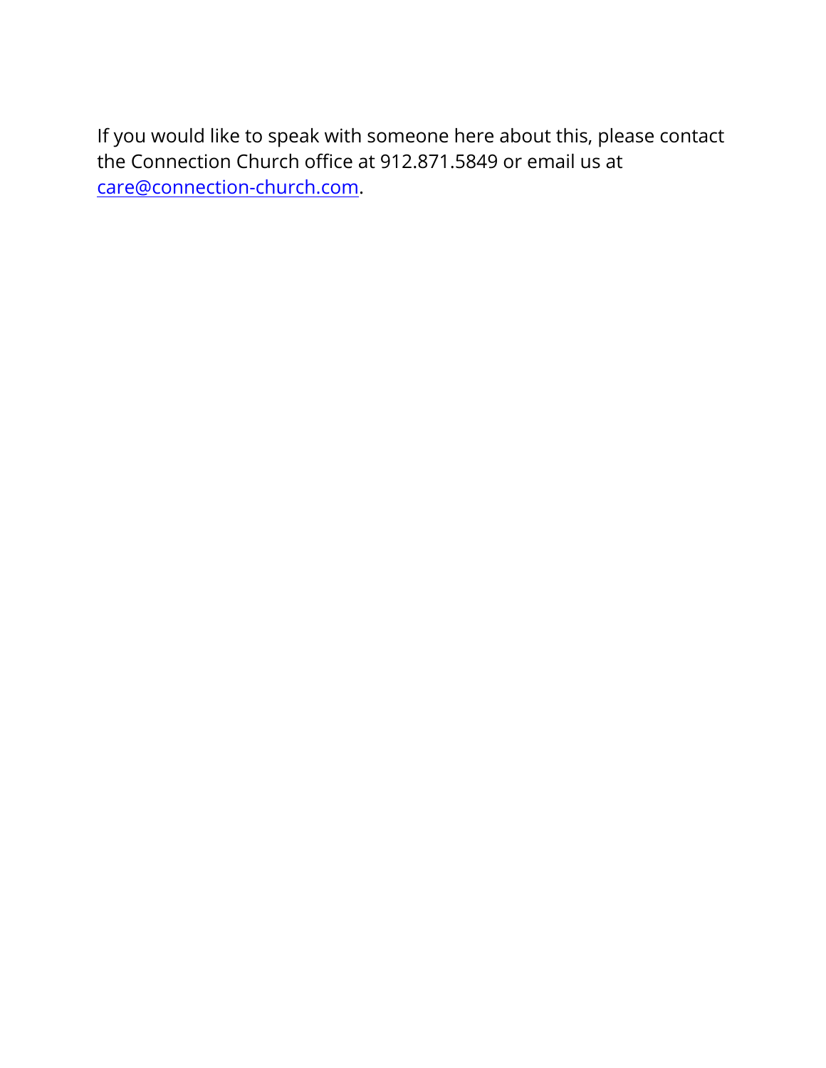If you would like to speak with someone here about this, please contact the Connection Church office at 912.871.5849 or email us at care@connection-church.com.